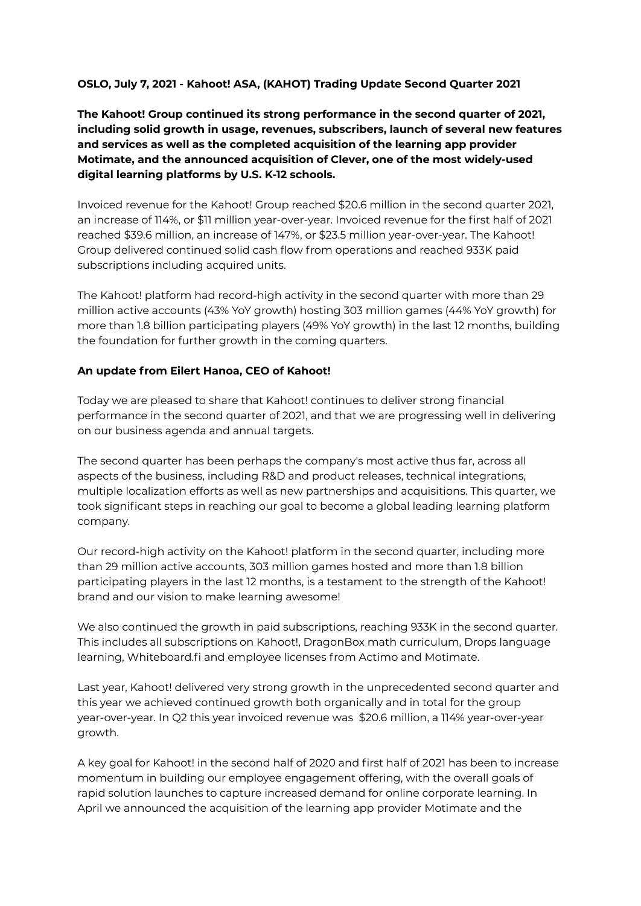**OSLO, July 7, 2021 - Kahoot! ASA, (KAHOT) Trading Update Second Quarter 2021**

**The Kahoot! Group continued its strong performance in the second quarter of 2021, including solid growth in usage, revenues, subscribers, launch of several new features and services as well as the completed acquisition of the learning app provider Motimate, and the announced acquisition of Clever, one of the most widely-used digital learning platforms by U.S. K-12 schools.**

Invoiced revenue for the Kahoot! Group reached $20.6 million in the second quarter 2021, an increase of 114%, or $11 million year-over-year. Invoiced revenue for the first half of 2021 reached $39.6 million, an increase of 147%, or $23.5 million year-over-year. The Kahoot! Group delivered continued solid cash flow from operations and reached 933K paid subscriptions including acquired units.

The Kahoot! platform had record-high activity in the second quarter with more than 29 million active accounts (43% YoY growth) hosting 303 million games (44% YoY growth) for more than 1.8 billion participating players (49% YoY growth) in the last 12 months, building the foundation for further growth in the coming quarters.

**An update from Eilert Hanoa, CEO of Kahoot!**

Today we are pleased to share that Kahoot! continues to deliver strong financial performance in the second quarter of 2021, and that we are progressing well in delivering on our business agenda and annual targets.

The second quarter has been perhaps the company's most active thus far, across all aspects of the business, including R&D and product releases, technical integrations, multiple localization efforts as well as new partnerships and acquisitions. This quarter, we took significant steps in reaching our goal to become a global leading learning platform company.

Our record-high activity on the Kahoot! platform in the second quarter, including more than 29 million active accounts, 303 million games hosted and more than 1.8 billion participating players in the last 12 months, is a testament to the strength of the Kahoot! brand and our vision to make learning awesome!

We also continued the growth in paid subscriptions, reaching 933K in the second quarter. This includes all subscriptions on Kahoot!, DragonBox math curriculum, Drops language learning, Whiteboard.fi and employee licenses from Actimo and Motimate.

Last year, Kahoot! delivered very strong growth in the unprecedented second quarter and this year we achieved continued growth both organically and in total for the group year-over-year. In Q2 this year invoiced revenue was $20.6 million, a 114% year-over-year growth.

A key goal for Kahoot! in the second half of 2020 and first half of 2021 has been to increase momentum in building our employee engagement offering, with the overall goals of rapid solution launches to capture increased demand for online corporate learning. In April we announced the acquisition of the learning app provider Motimate and the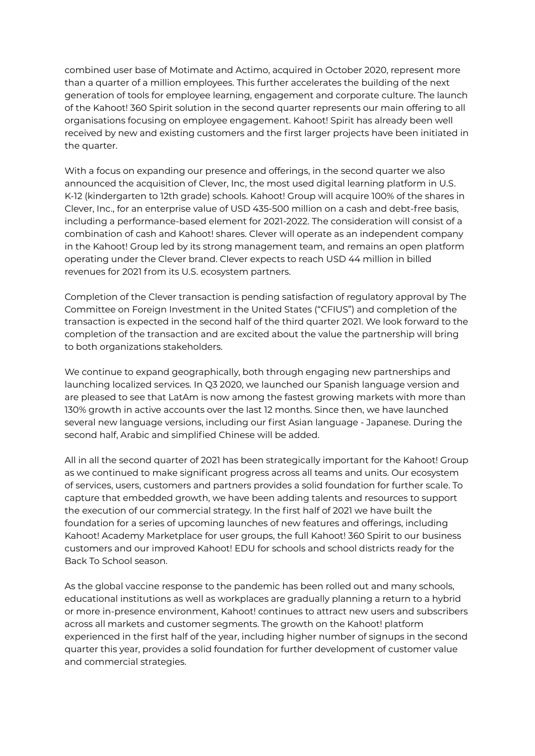combined user base of Motimate and Actimo, acquired in October 2020, represent more than a quarter of a million employees. This further accelerates the building of the next generation of tools for employee learning, engagement and corporate culture. The launch of the Kahoot! 360 Spirit solution in the second quarter represents our main offering to all organisations focusing on employee engagement. Kahoot! Spirit has already been well received by new and existing customers and the first larger projects have been initiated in the quarter.

With a focus on expanding our presence and offerings, in the second quarter we also announced the acquisition of Clever, Inc, the most used digital learning platform in U.S. K-12 (kindergarten to 12th grade) schools. Kahoot! Group will acquire 100% of the shares in Clever, Inc., for an enterprise value of USD 435-500 million on a cash and debt-free basis, including a performance-based element for 2021-2022. The consideration will consist of a combination of cash and Kahoot! shares. Clever will operate as an independent company in the Kahoot! Group led by its strong management team, and remains an open platform operating under the Clever brand. Clever expects to reach USD 44 million in billed revenues for 2021 from its U.S. ecosystem partners.

Completion of the Clever transaction is pending satisfaction of regulatory approval by The Committee on Foreign Investment in the United States ("CFIUS") and completion of the transaction is expected in the second half of the third quarter 2021. We look forward to the completion of the transaction and are excited about the value the partnership will bring to both organizations stakeholders.

We continue to expand geographically, both through engaging new partnerships and launching localized services. In Q3 2020, we launched our Spanish language version and are pleased to see that LatAm is now among the fastest growing markets with more than 130% growth in active accounts over the last 12 months. Since then, we have launched several new language versions, including our first Asian language - Japanese. During the second half, Arabic and simplified Chinese will be added.

All in all the second quarter of 2021 has been strategically important for the Kahoot! Group as we continued to make significant progress across all teams and units. Our ecosystem of services, users, customers and partners provides a solid foundation for further scale. To capture that embedded growth, we have been adding talents and resources to support the execution of our commercial strategy. In the first half of 2021 we have built the foundation for a series of upcoming launches of new features and offerings, including Kahoot! Academy Marketplace for user groups, the full Kahoot! 360 Spirit to our business customers and our improved Kahoot! EDU for schools and school districts ready for the Back To School season.

As the global vaccine response to the pandemic has been rolled out and many schools, educational institutions as well as workplaces are gradually planning a return to a hybrid or more in-presence environment, Kahoot! continues to attract new users and subscribers across all markets and customer segments. The growth on the Kahoot! platform experienced in the first half of the year, including higher number of signups in the second quarter this year, provides a solid foundation for further development of customer value and commercial strategies.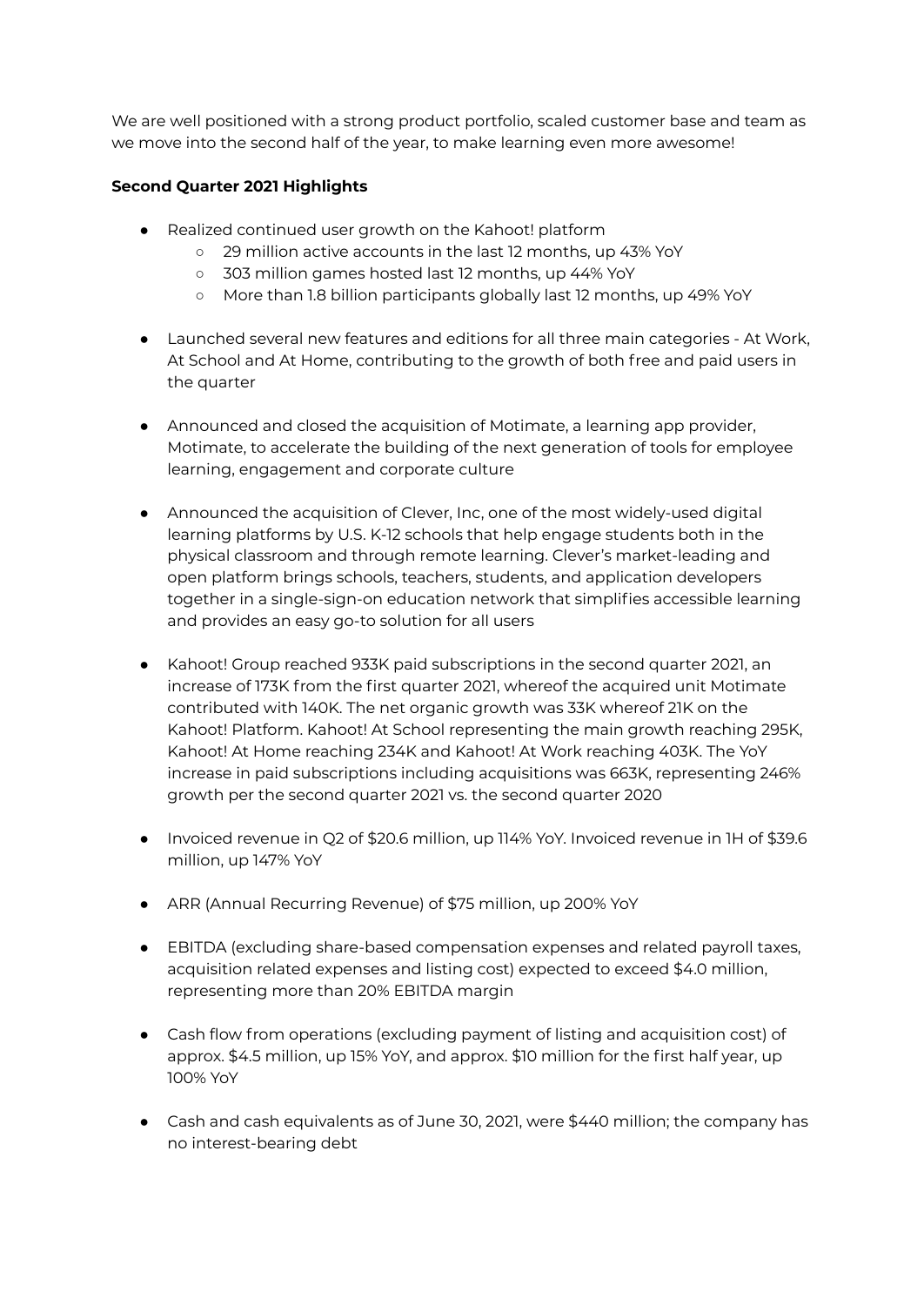We are well positioned with a strong product portfolio, scaled customer base and team as we move into the second half of the year, to make learning even more awesome!

**Second Quarter 2021 Highlights**

- Realized continued user growth on the Kahoot! platform
  - 29 million active accounts in the last 12 months, up 43% YoY
  - 303 million games hosted last 12 months, up 44% YoY
  - More than 1.8 billion participants globally last 12 months, up 49% YoY

- Launched several new features and editions for all three main categories - At Work, At School and At Home, contributing to the growth of both free and paid users in the quarter

- Announced and closed the acquisition of Motimate, a learning app provider, Motimate, to accelerate the building of the next generation of tools for employee learning, engagement and corporate culture

- Announced the acquisition of Clever, Inc, one of the most widely-used digital learning platforms by U.S. K-12 schools that help engage students both in the physical classroom and through remote learning. Clever's market-leading and open platform brings schools, teachers, students, and application developers together in a single-sign-on education network that simplifies accessible learning and provides an easy go-to solution for all users

- Kahoot! Group reached 933K paid subscriptions in the second quarter 2021, an increase of 173K from the first quarter 2021, whereof the acquired unit Motimate contributed with 140K. The net organic growth was 33K whereof 21K on the Kahoot! Platform. Kahoot! At School representing the main growth reaching 295K, Kahoot! At Home reaching 234K and Kahoot! At Work reaching 403K. The YoY increase in paid subscriptions including acquisitions was 663K, representing 246% growth per the second quarter 2021 vs. the second quarter 2020

- Invoiced revenue in Q2 of $20.6 million, up 114% YoY. Invoiced revenue in 1H of $39.6 million, up 147% YoY

- ARR (Annual Recurring Revenue) of $75 million, up 200% YoY

- EBITDA (excluding share-based compensation expenses and related payroll taxes, acquisition related expenses and listing cost) expected to exceed $4.0 million, representing more than 20% EBITDA margin

- Cash flow from operations (excluding payment of listing and acquisition cost) of approx. $4.5 million, up 15% YoY, and approx. $10 million for the first half year, up 100% YoY

- Cash and cash equivalents as of June 30, 2021, were $440 million; the company has no interest-bearing debt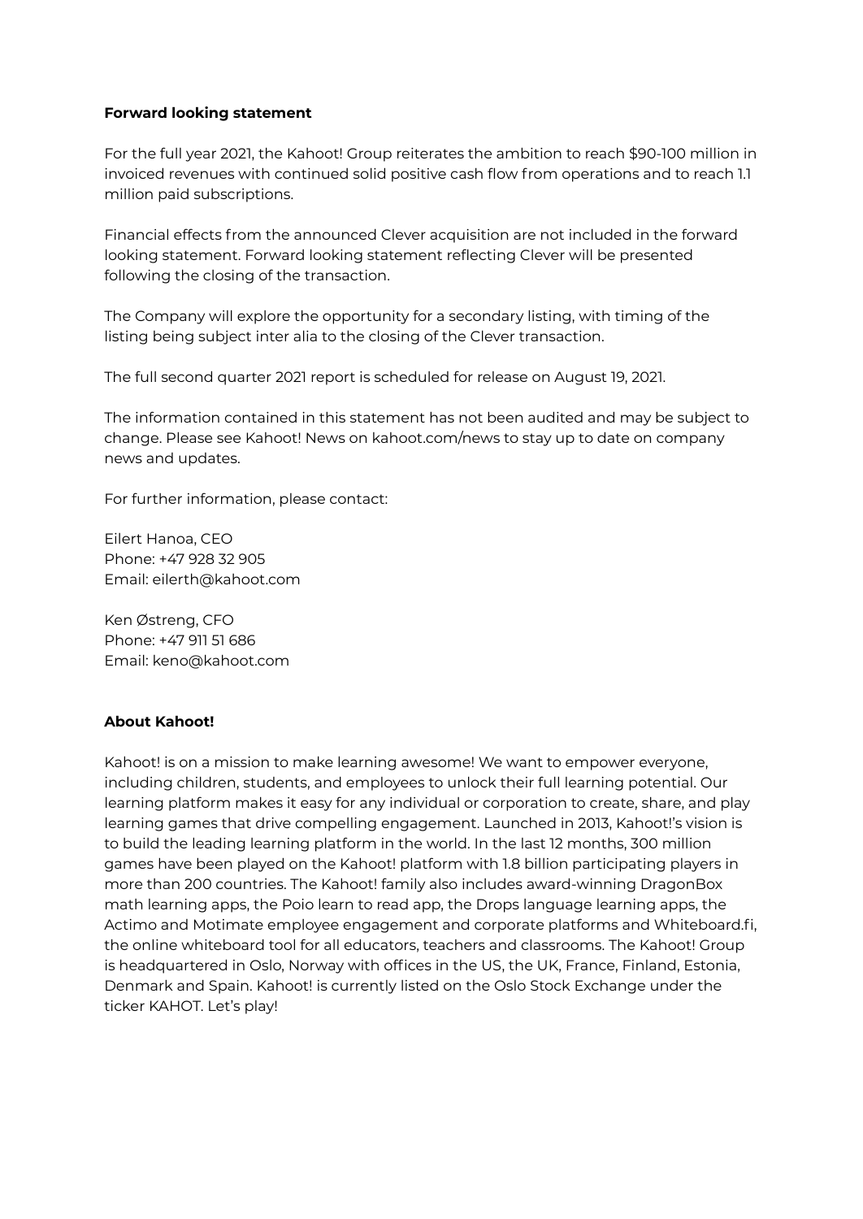**Forward looking statement**

For the full year 2021, the Kahoot! Group reiterates the ambition to reach $90-100 million in invoiced revenues with continued solid positive cash flow from operations and to reach 1.1 million paid subscriptions.

Financial effects from the announced Clever acquisition are not included in the forward looking statement. Forward looking statement reflecting Clever will be presented following the closing of the transaction.

The Company will explore the opportunity for a secondary listing, with timing of the listing being subject inter alia to the closing of the Clever transaction.

The full second quarter 2021 report is scheduled for release on August 19, 2021.

The information contained in this statement has not been audited and may be subject to change. Please see Kahoot! News on kahoot.com/news to stay up to date on company news and updates.

For further information, please contact:

Eilert Hanoa, CEO
Phone: +47 928 32 905
Email: eilerth@kahoot.com

Ken Østreng, CFO
Phone: +47 911 51 686
Email: keno@kahoot.com

**About Kahoot!**

Kahoot! is on a mission to make learning awesome! We want to empower everyone, including children, students, and employees to unlock their full learning potential. Our learning platform makes it easy for any individual or corporation to create, share, and play learning games that drive compelling engagement. Launched in 2013, Kahoot!'s vision is to build the leading learning platform in the world. In the last 12 months, 300 million games have been played on the Kahoot! platform with 1.8 billion participating players in more than 200 countries. The Kahoot! family also includes award-winning DragonBox math learning apps, the Poio learn to read app, the Drops language learning apps, the Actimo and Motimate employee engagement and corporate platforms and Whiteboard.fi, the online whiteboard tool for all educators, teachers and classrooms. The Kahoot! Group is headquartered in Oslo, Norway with offices in the US, the UK, France, Finland, Estonia, Denmark and Spain. Kahoot! is currently listed on the Oslo Stock Exchange under the ticker KAHOT. Let's play!